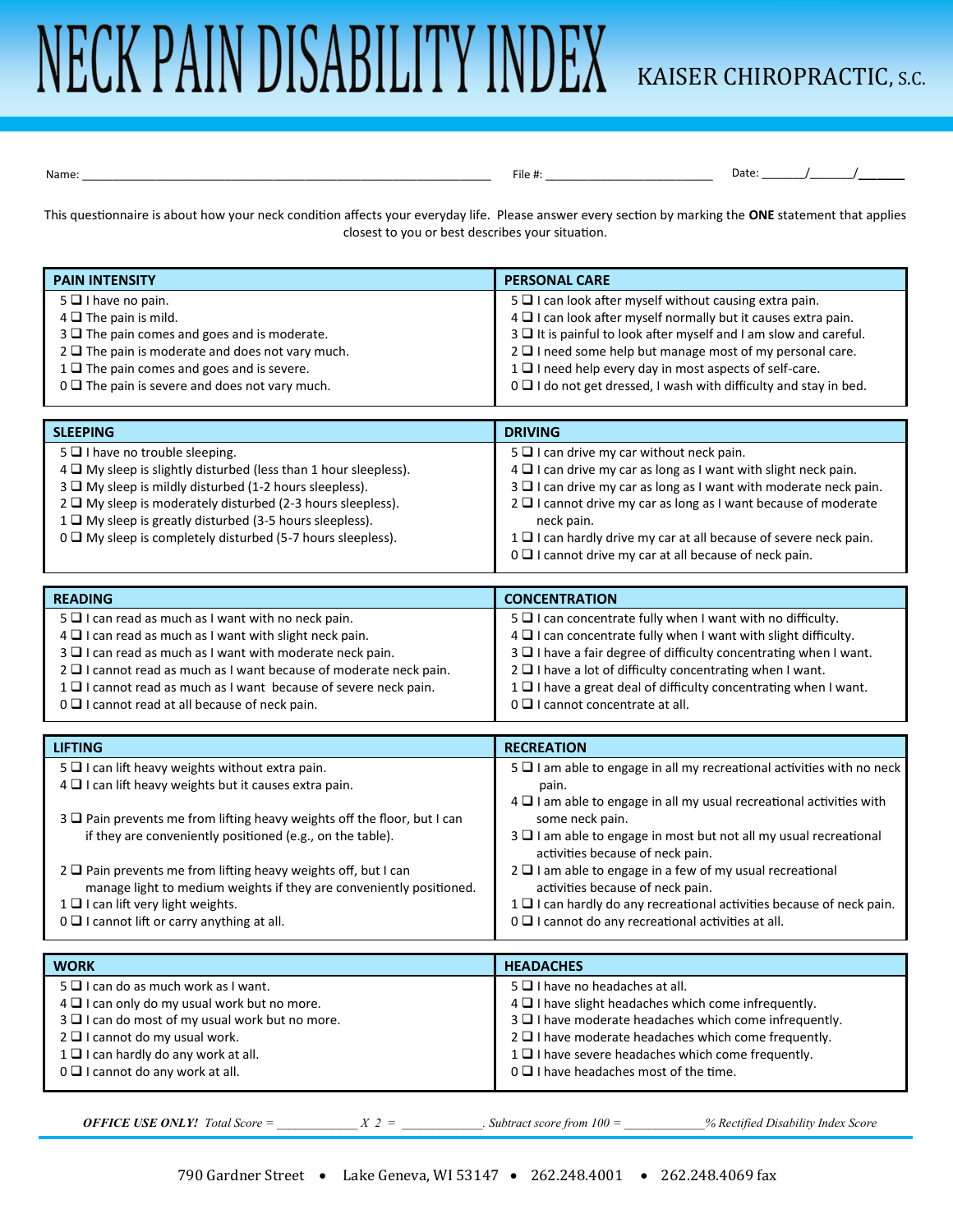# NECK PAIN DISABILITY INDEX

KAISER CHIROPRACTIC, S.C.

Name: ______________________________ File #: ______________ Date: _____/_____/_____

This questionnaire is about how your neck condition affects your everyday life. Please answer every section by marking the **ONE** statement that applies closest to you or best describes your situation.

## PAIN INTENSITY

5 ❑ I have no pain.
4 ❑ The pain is mild.
3 ❑ The pain comes and goes and is moderate.
2 ❑ The pain is moderate and does not vary much.
1 ❑ The pain comes and goes and is severe.
0 ❑ The pain is severe and does not vary much.

## PERSONAL CARE

5 ❑ I can look after myself without causing extra pain.
4 ❑ I can look after myself normally but it causes extra pain.
3 ❑ It is painful to look after myself and I am slow and careful.
2 ❑ I need some help but manage most of my personal care.
1 ❑ I need help every day in most aspects of self-care.
0 ❑ I do not get dressed, I wash with difficulty and stay in bed.

## SLEEPING

5 ❑ I have no trouble sleeping.
4 ❑ My sleep is slightly disturbed (less than 1 hour sleepless).
3 ❑ My sleep is mildly disturbed (1-2 hours sleepless).
2 ❑ My sleep is moderately disturbed (2-3 hours sleepless).
1 ❑ My sleep is greatly disturbed (3-5 hours sleepless).
0 ❑ My sleep is completely disturbed (5-7 hours sleepless).

## DRIVING

5 ❑ I can drive my car without neck pain.
4 ❑ I can drive my car as long as I want with slight neck pain.
3 ❑ I can drive my car as long as I want with moderate neck pain.
2 ❑ I cannot drive my car as long as I want because of moderate neck pain.
1 ❑ I can hardly drive my car at all because of severe neck pain.
0 ❑ I cannot drive my car at all because of neck pain.

## READING

5 ❑ I can read as much as I want with no neck pain.
4 ❑ I can read as much as I want with slight neck pain.
3 ❑ I can read as much as I want with moderate neck pain.
2 ❑ I cannot read as much as I want because of moderate neck pain.
1 ❑ I cannot read as much as I want because of severe neck pain.
0 ❑ I cannot read at all because of neck pain.

## CONCENTRATION

5 ❑ I can concentrate fully when I want with no difficulty.
4 ❑ I can concentrate fully when I want with slight difficulty.
3 ❑ I have a fair degree of difficulty concentrating when I want.
2 ❑ I have a lot of difficulty concentrating when I want.
1 ❑ I have a great deal of difficulty concentrating when I want.
0 ❑ I cannot concentrate at all.

## LIFTING

5 ❑ I can lift heavy weights without extra pain.
4 ❑ I can lift heavy weights but it causes extra pain.
3 ❑ Pain prevents me from lifting heavy weights off the floor, but I can if they are conveniently positioned (e.g., on the table).
2 ❑ Pain prevents me from lifting heavy weights off, but I can manage light to medium weights if they are conveniently positioned.
1 ❑ I can lift very light weights.
0 ❑ I cannot lift or carry anything at all.

## RECREATION

5 ❑ I am able to engage in all my recreational activities with no neck pain.
4 ❑ I am able to engage in all my usual recreational activities with some neck pain.
3 ❑ I am able to engage in most but not all my usual recreational activities because of neck pain.
2 ❑ I am able to engage in a few of my usual recreational activities because of neck pain.
1 ❑ I can hardly do any recreational activities because of neck pain.
0 ❑ I cannot do any recreational activities at all.

## WORK

5 ❑ I can do as much work as I want.
4 ❑ I can only do my usual work but no more.
3 ❑ I can do most of my usual work but no more.
2 ❑ I cannot do my usual work.
1 ❑ I can hardly do any work at all.
0 ❑ I cannot do any work at all.

## HEADACHES

5 ❑ I have no headaches at all.
4 ❑ I have slight headaches which come infrequently.
3 ❑ I have moderate headaches which come infrequently.
2 ❑ I have moderate headaches which come frequently.
1 ❑ I have severe headaches which come frequently.
0 ❑ I have headaches most of the time.

***OFFICE USE ONLY!*** *Total Score = __________ X 2 = __________. Subtract score from 100 = __________% Rectified Disability Index Score*

790 Gardner Street • Lake Geneva, WI 53147 • 262.248.4001 • 262.248.4069 fax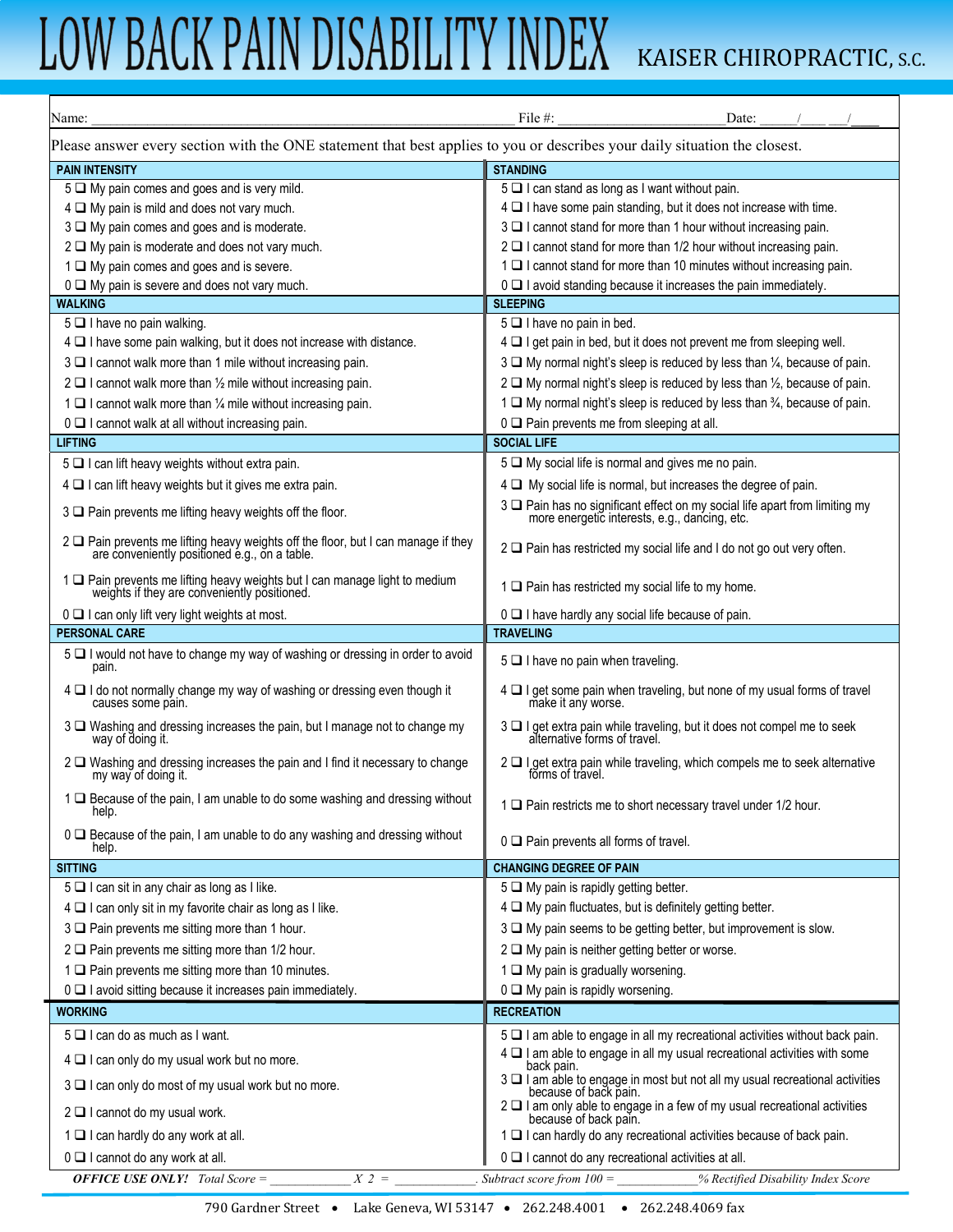# LOW BACK PAIN DISABILITY INDEX

KAISER CHIROPRACTIC, S.C.

Name: ________________________________ File #: ________________ Date: _____/____ ___/____

Please answer every section with the ONE statement that best applies to you or describes your daily situation the closest.

**PAIN INTENSITY**

- 5 ❑ My pain comes and goes and is very mild.
- 4 ❑ My pain is mild and does not vary much.
- 3 ❑ My pain comes and goes and is moderate.
- 2 ❑ My pain is moderate and does not vary much.
- 1 ❑ My pain comes and goes and is severe.
- 0 ❑ My pain is severe and does not vary much.

**WALKING**

- 5 ❑ I have no pain walking.
- 4 ❑ I have some pain walking, but it does not increase with distance.
- 3 ❑ I cannot walk more than 1 mile without increasing pain.
- 2 ❑ I cannot walk more than ½ mile without increasing pain.
- 1 ❑ I cannot walk more than ¼ mile without increasing pain.
- 0 ❑ I cannot walk at all without increasing pain.

**LIFTING**

- 5 ❑ I can lift heavy weights without extra pain.
- 4 ❑ I can lift heavy weights but it gives me extra pain.
- 3 ❑ Pain prevents me lifting heavy weights off the floor.
- 2 ❑ Pain prevents me lifting heavy weights off the floor, but I can manage if they are conveniently positioned e.g., on a table.
- 1 ❑ Pain prevents me lifting heavy weights but I can manage light to medium weights if they are conveniently positioned.
- 0 ❑ I can only lift very light weights at most.

**PERSONAL CARE**

- 5 ❑ I would not have to change my way of washing or dressing in order to avoid pain.
- 4 ❑ I do not normally change my way of washing or dressing even though it causes some pain.
- 3 ❑ Washing and dressing increases the pain, but I manage not to change my way of doing it.
- 2 ❑ Washing and dressing increases the pain and I find it necessary to change my way of doing it.
- 1 ❑ Because of the pain, I am unable to do some washing and dressing without help.
- 0 ❑ Because of the pain, I am unable to do any washing and dressing without help.

**SITTING**

- 5 ❑ I can sit in any chair as long as I like.
- 4 ❑ I can only sit in my favorite chair as long as I like.
- 3 ❑ Pain prevents me sitting more than 1 hour.
- 2 ❑ Pain prevents me sitting more than 1/2 hour.
- 1 ❑ Pain prevents me sitting more than 10 minutes.
- 0 ❑ I avoid sitting because it increases pain immediately.

**WORKING**

- 5 ❑ I can do as much as I want.
- 4 ❑ I can only do my usual work but no more.
- 3 ❑ I can only do most of my usual work but no more.
- 2 ❑ I cannot do my usual work.
- 1 ❑ I can hardly do any work at all.
- 0 ❑ I cannot do any work at all.

**STANDING**

- 5 ❑ I can stand as long as I want without pain.
- 4 ❑ I have some pain standing, but it does not increase with time.
- 3 ❑ I cannot stand for more than 1 hour without increasing pain.
- 2 ❑ I cannot stand for more than 1/2 hour without increasing pain.
- 1 ❑ I cannot stand for more than 10 minutes without increasing pain.
- 0 ❑ I avoid standing because it increases the pain immediately.

**SLEEPING**

- 5 ❑ I have no pain in bed.
- 4 ❑ I get pain in bed, but it does not prevent me from sleeping well.
- 3 ❑ My normal night's sleep is reduced by less than ¼, because of pain.
- 2 ❑ My normal night's sleep is reduced by less than ½, because of pain.
- 1 ❑ My normal night's sleep is reduced by less than ¾, because of pain.
- 0 ❑ Pain prevents me from sleeping at all.

**SOCIAL LIFE**

- 5 ❑ My social life is normal and gives me no pain.
- 4 ❑ My social life is normal, but increases the degree of pain.
- 3 ❑ Pain has no significant effect on my social life apart from limiting my more energetic interests, e.g., dancing, etc.
- 2 ❑ Pain has restricted my social life and I do not go out very often.
- 1 ❑ Pain has restricted my social life to my home.
- 0 ❑ I have hardly any social life because of pain.

**TRAVELING**

- 5 ❑ I have no pain when traveling.
- 4 ❑ I get some pain when traveling, but none of my usual forms of travel make it any worse.
- 3 ❑ I get extra pain while traveling, but it does not compel me to seek alternative forms of travel.
- 2 ❑ I get extra pain while traveling, which compels me to seek alternative forms of travel.
- 1 ❑ Pain restricts me to short necessary travel under 1/2 hour.
- 0 ❑ Pain prevents all forms of travel.

**CHANGING DEGREE OF PAIN**

- 5 ❑ My pain is rapidly getting better.
- 4 ❑ My pain fluctuates, but is definitely getting better.
- 3 ❑ My pain seems to be getting better, but improvement is slow.
- 2 ❑ My pain is neither getting better or worse.
- 1 ❑ My pain is gradually worsening.
- 0 ❑ My pain is rapidly worsening.

**RECREATION**

- 5 ❑ I am able to engage in all my recreational activities without back pain.
- 4 ❑ I am able to engage in all my usual recreational activities with some back pain.
- 3 ❑ I am able to engage in most but not all my usual recreational activities because of back pain.
- 2 ❑ I am only able to engage in a few of my usual recreational activities because of back pain.
- 1 ❑ I can hardly do any recreational activities because of back pain.
- 0 ❑ I cannot do any recreational activities at all.

***OFFICE USE ONLY!*** *Total Score = ____________ X 2 = ____________. Subtract score from 100 = ____________% Rectified Disability Index Score*

790 Gardner Street • Lake Geneva, WI 53147 • 262.248.4001 • 262.248.4069 fax